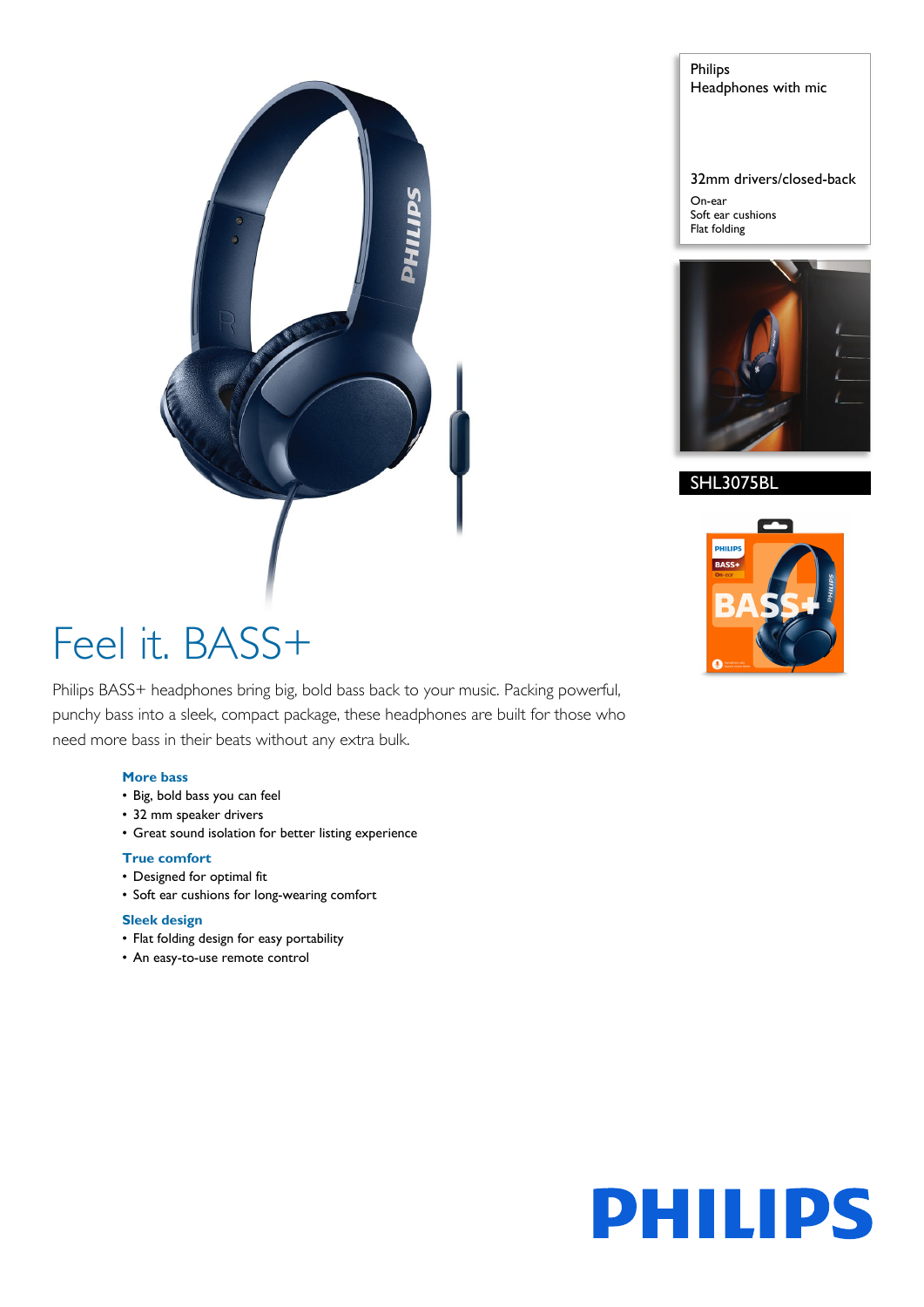Philips
Headphones with mic

32mm drivers/closed-back

On-ear
Soft ear cushions
Flat folding

SHL3075BL

# Feel it. BASS+

Philips BASS+ headphones bring big, bold bass back to your music. Packing powerful, punchy bass into a sleek, compact package, these headphones are built for those who need more bass in their beats without any extra bulk.

### More bass

- Big, bold bass you can feel
- 32 mm speaker drivers
- Great sound isolation for better listing experience

### True comfort

- Designed for optimal fit
- Soft ear cushions for long-wearing comfort

### Sleek design

- Flat folding design for easy portability
- An easy-to-use remote control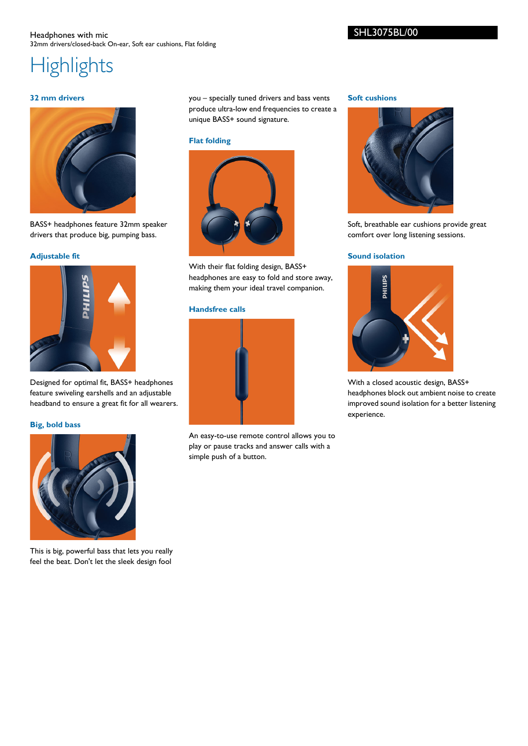Headphones with mic
32mm drivers/closed-back On-ear, Soft ear cushions, Flat folding

SHL3075BL/00

# Highlights

### 32 mm drivers

BASS+ headphones feature 32mm speaker drivers that produce big, pumping bass.

### Adjustable fit

Designed for optimal fit, BASS+ headphones feature swiveling earshells and an adjustable headband to ensure a great fit for all wearers.

### Big, bold bass

This is big, powerful bass that lets you really feel the beat. Don't let the sleek design fool you – specially tuned drivers and bass vents produce ultra-low end frequencies to create a unique BASS+ sound signature.

### Flat folding

With their flat folding design, BASS+ headphones are easy to fold and store away, making them your ideal travel companion.

### Handsfree calls

An easy-to-use remote control allows you to play or pause tracks and answer calls with a simple push of a button.

### Soft cushions

Soft, breathable ear cushions provide great comfort over long listening sessions.

### Sound isolation

With a closed acoustic design, BASS+ headphones block out ambient noise to create improved sound isolation for a better listening experience.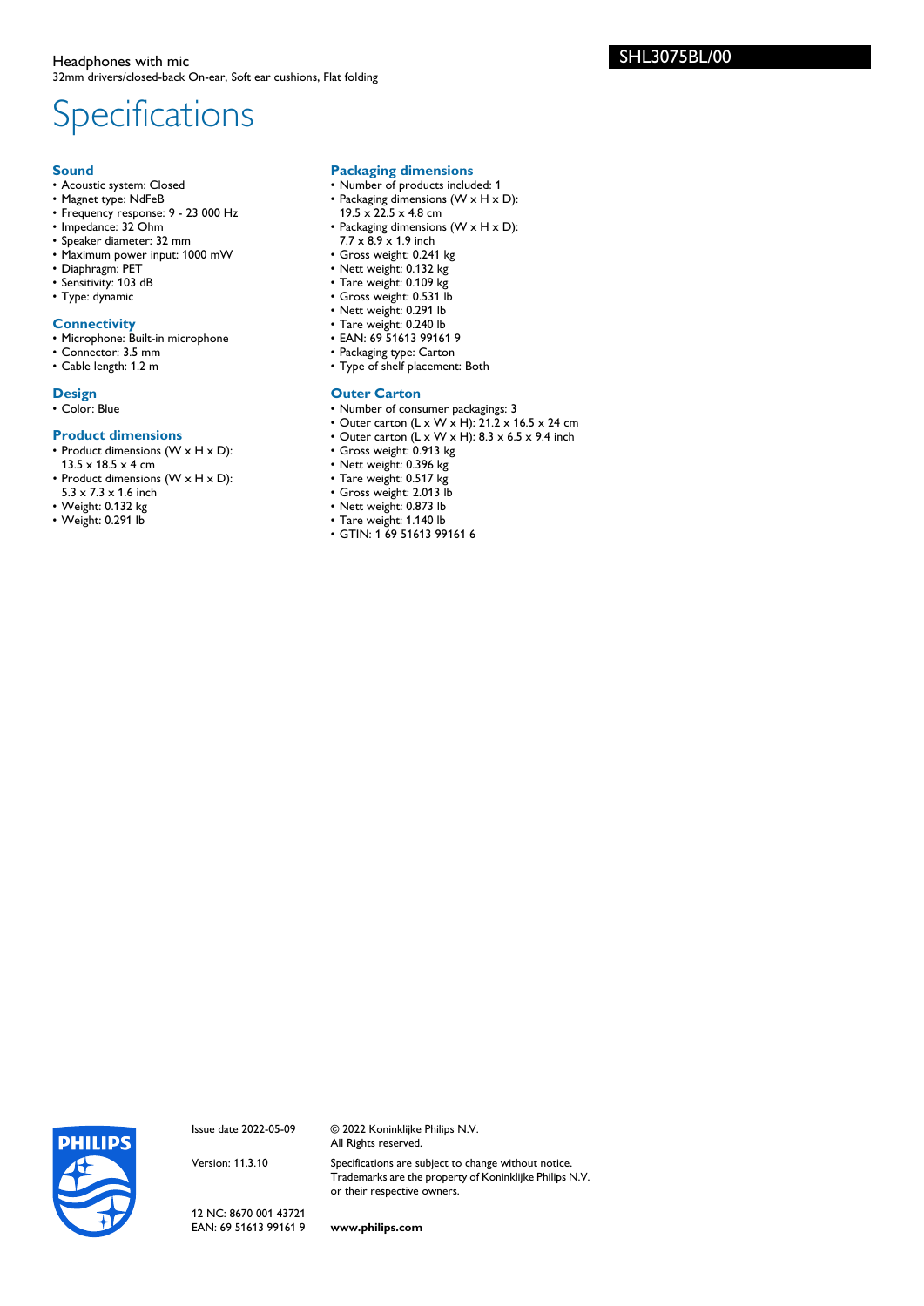Headphones with mic
32mm drivers/closed-back On-ear, Soft ear cushions, Flat folding

SHL3075BL/00

# Specifications

### Sound

- Acoustic system: Closed
- Magnet type: NdFeB
- Frequency response: 9 - 23 000 Hz
- Impedance: 32 Ohm
- Speaker diameter: 32 mm
- Maximum power input: 1000 mW
- Diaphragm: PET
- Sensitivity: 103 dB
- Type: dynamic

### Connectivity

- Microphone: Built-in microphone
- Connector: 3.5 mm
- Cable length: 1.2 m

### Design

- Color: Blue

### Product dimensions

- Product dimensions (W x H x D): 13.5 x 18.5 x 4 cm
- Product dimensions (W x H x D): 5.3 x 7.3 x 1.6 inch
- Weight: 0.132 kg
- Weight: 0.291 lb

### Packaging dimensions

- Number of products included: 1
- Packaging dimensions (W x H x D): 19.5 x 22.5 x 4.8 cm
- Packaging dimensions (W x H x D): 7.7 x 8.9 x 1.9 inch
- Gross weight: 0.241 kg
- Nett weight: 0.132 kg
- Tare weight: 0.109 kg
- Gross weight: 0.531 lb
- Nett weight: 0.291 lb
- Tare weight: 0.240 lb
- EAN: 69 51613 99161 9
- Packaging type: Carton
- Type of shelf placement: Both

### Outer Carton

- Number of consumer packagings: 3
- Outer carton (L x W x H): 21.2 x 16.5 x 24 cm
- Outer carton (L x W x H): 8.3 x 6.5 x 9.4 inch
- Gross weight: 0.913 kg
- Nett weight: 0.396 kg
- Tare weight: 0.517 kg
- Gross weight: 2.013 lb
- Nett weight: 0.873 lb
- Tare weight: 1.140 lb
- GTIN: 1 69 51613 99161 6

Issue date 2022-05-09

Version: 11.3.10

12 NC: 8670 001 43721
EAN: 69 51613 99161 9

© 2022 Koninklijke Philips N.V.
All Rights reserved.

Specifications are subject to change without notice. Trademarks are the property of Koninklijke Philips N.V. or their respective owners.

**www.philips.com**